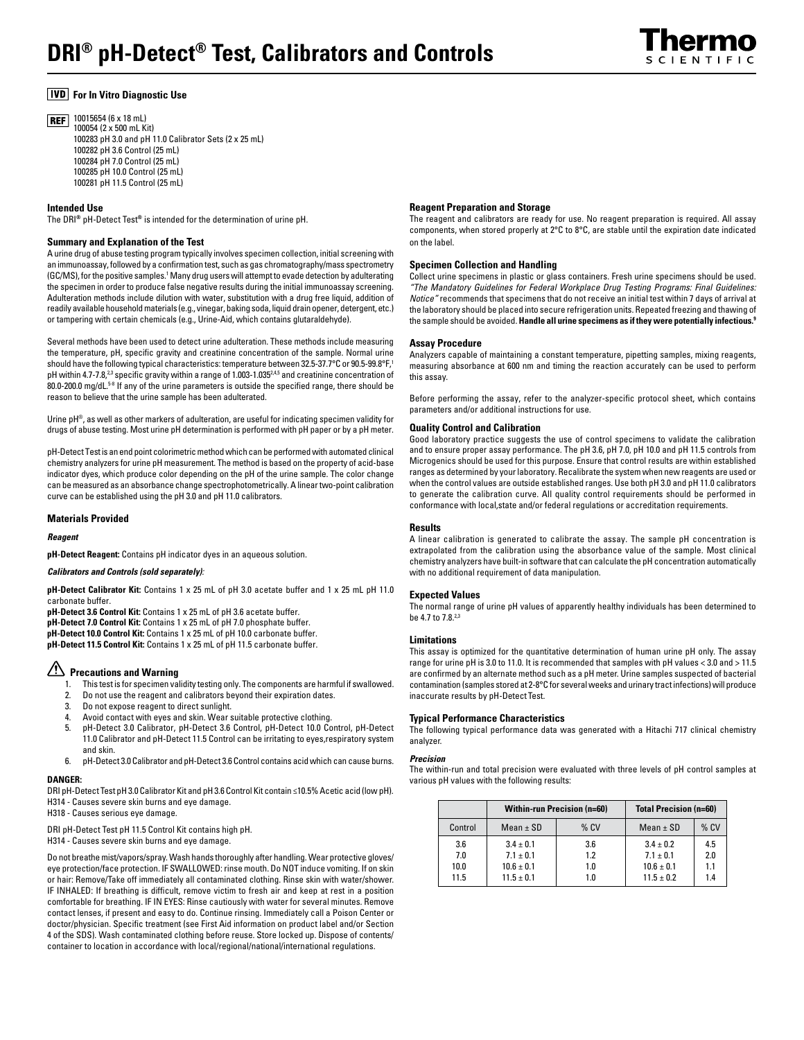# DRI® pH-Detect® Test, Calibrators and Controls

**IVD For In Vitro Diagnostic Use**

**REF** 10015654 (6 x 18 mL)
100054 (2 x 500 mL Kit)
100283 pH 3.0 and pH 11.0 Calibrator Sets (2 x 25 mL)
100282 pH 3.6 Control (25 mL)
100284 pH 7.0 Control (25 mL)
100285 pH 10.0 Control (25 mL)
100281 pH 11.5 Control (25 mL)

### Intended Use

The DRI® pH-Detect Test® is intended for the determination of urine pH.

### Summary and Explanation of the Test

A urine drug of abuse testing program typically involves specimen collection, initial screening with an immunoassay, followed by a confirmation test, such as gas chromatography/mass spectrometry (GC/MS), for the positive samples.[1] Many drug users will attempt to evade detection by adulterating the specimen in order to produce false negative results during the initial immunoassay screening. Adulteration methods include dilution with water, substitution with a drug free liquid, addition of readily available household materials (e.g., vinegar, baking soda, liquid drain opener, detergent, etc.) or tampering with certain chemicals (e.g., Urine-Aid, which contains glutaraldehyde).

Several methods have been used to detect urine adulteration. These methods include measuring the temperature, pH, specific gravity and creatinine concentration of the sample. Normal urine should have the following typical characteristics: temperature between 32.5-37.7°C or 90.5-99.8°F,[1] pH within 4.7-7.8,[2,3] specific gravity within a range of 1.003-1.035[2,4,5] and creatinine concentration of 80.0-200.0 mg/dL.[5-8] If any of the urine parameters is outside the specified range, there should be reason to believe that the urine sample has been adulterated.

Urine pH®, as well as other markers of adulteration, are useful for indicating specimen validity for drugs of abuse testing. Most urine pH determination is performed with pH paper or by a pH meter.

pH-Detect Test is an end point colorimetric method which can be performed with automated clinical chemistry analyzers for urine pH measurement. The method is based on the property of acid-base indicator dyes, which produce color depending on the pH of the urine sample. The color change can be measured as an absorbance change spectrophotometrically. A linear two-point calibration curve can be established using the pH 3.0 and pH 11.0 calibrators.

### Materials Provided

***Reagent***

**pH-Detect Reagent:** Contains pH indicator dyes in an aqueous solution.

***Calibrators and Controls (sold separately):***

**pH-Detect Calibrator Kit:** Contains 1 x 25 mL of pH 3.0 acetate buffer and 1 x 25 mL pH 11.0 carbonate buffer.
**pH-Detect 3.6 Control Kit:** Contains 1 x 25 mL of pH 3.6 acetate buffer.
**pH-Detect 7.0 Control Kit:** Contains 1 x 25 mL of pH 7.0 phosphate buffer.
**pH-Detect 10.0 Control Kit:** Contains 1 x 25 mL of pH 10.0 carbonate buffer.
**pH-Detect 11.5 Control Kit:** Contains 1 x 25 mL of pH 11.5 carbonate buffer.

### ⚠ Precautions and Warning

1. This test is for specimen validity testing only. The components are harmful if swallowed.
2. Do not use the reagent and calibrators beyond their expiration dates.
3. Do not expose reagent to direct sunlight.
4. Avoid contact with eyes and skin. Wear suitable protective clothing.
5. pH-Detect 3.0 Calibrator, pH-Detect 3.6 Control, pH-Detect 10.0 Control, pH-Detect 11.0 Calibrator and pH-Detect 11.5 Control can be irritating to eyes,respiratory system and skin.
6. pH-Detect 3.0 Calibrator and pH-Detect 3.6 Control contains acid which can cause burns.

**DANGER:**

DRI pH-Detect Test pH 3.0 Calibrator Kit and pH 3.6 Control Kit contain ≤10.5% Acetic acid (low pH).
H314 - Causes severe skin burns and eye damage.
H318 - Causes serious eye damage.

DRI pH-Detect Test pH 11.5 Control Kit contains high pH.
H314 - Causes severe skin burns and eye damage.

Do not breathe mist/vapors/spray. Wash hands thoroughly after handling. Wear protective gloves/eye protection/face protection. IF SWALLOWED: rinse mouth. Do NOT induce vomiting. If on skin or hair: Remove/Take off immediately all contaminated clothing. Rinse skin with water/shower. IF INHALED: If breathing is difficult, remove victim to fresh air and keep at rest in a position comfortable for breathing. IF IN EYES: Rinse cautiously with water for several minutes. Remove contact lenses, if present and easy to do. Continue rinsing. Immediately call a Poison Center or doctor/physician. Specific treatment (see First Aid information on product label and/or Section 4 of the SDS). Wash contaminated clothing before reuse. Store locked up. Dispose of contents/container to location in accordance with local/regional/national/international regulations.

### Reagent Preparation and Storage

The reagent and calibrators are ready for use. No reagent preparation is required. All assay components, when stored properly at 2°C to 8°C, are stable until the expiration date indicated on the label.

### Specimen Collection and Handling

Collect urine specimens in plastic or glass containers. Fresh urine specimens should be used. *"The Mandatory Guidelines for Federal Workplace Drug Testing Programs: Final Guidelines: Notice"* recommends that specimens that do not receive an initial test within 7 days of arrival at the laboratory should be placed into secure refrigeration units. Repeated freezing and thawing of the sample should be avoided. **Handle all urine specimens as if they were potentially infectious.[9]**

### Assay Procedure

Analyzers capable of maintaining a constant temperature, pipetting samples, mixing reagents, measuring absorbance at 600 nm and timing the reaction accurately can be used to perform this assay.

Before performing the assay, refer to the analyzer-specific protocol sheet, which contains parameters and/or additional instructions for use.

### Quality Control and Calibration

Good laboratory practice suggests the use of control specimens to validate the calibration and to ensure proper assay performance. The pH 3.6, pH 7.0, pH 10.0 and pH 11.5 controls from Microgenics should be used for this purpose. Ensure that control results are within established ranges as determined by your laboratory. Recalibrate the system when new reagents are used or when the control values are outside established ranges. Use both pH 3.0 and pH 11.0 calibrators to generate the calibration curve. All quality control requirements should be performed in conformance with local,state and/or federal regulations or accreditation requirements.

### Results

A linear calibration is generated to calibrate the assay. The sample pH concentration is extrapolated from the calibration using the absorbance value of the sample. Most clinical chemistry analyzers have built-in software that can calculate the pH concentration automatically with no additional requirement of data manipulation.

### Expected Values

The normal range of urine pH values of apparently healthy individuals has been determined to be 4.7 to 7.8.[2,3]

### Limitations

This assay is optimized for the quantitative determination of human urine pH only. The assay range for urine pH is 3.0 to 11.0. It is recommended that samples with pH values < 3.0 and > 11.5 are confirmed by an alternate method such as a pH meter. Urine samples suspected of bacterial contamination (samples stored at 2-8°C for several weeks and urinary tract infections) will produce inaccurate results by pH-Detect Test.

### Typical Performance Characteristics

The following typical performance data was generated with a Hitachi 717 clinical chemistry analyzer.

***Precision***

The within-run and total precision were evaluated with three levels of pH control samples at various pH values with the following results:

| | Within-run Precision (n=60) | | Total Precision (n=60) | |
|---|---|---|---|---|
| Control | Mean ± SD | % CV | Mean ± SD | % CV |
| 3.6 | 3.4 ± 0.1 | 3.6 | 3.4 ± 0.2 | 4.5 |
| 7.0 | 7.1 ± 0.1 | 1.2 | 7.1 ± 0.1 | 2.0 |
| 10.0 | 10.6 ± 0.1 | 1.0 | 10.6 ± 0.1 | 1.1 |
| 11.5 | 11.5 ± 0.1 | 1.0 | 11.5 ± 0.2 | 1.4 |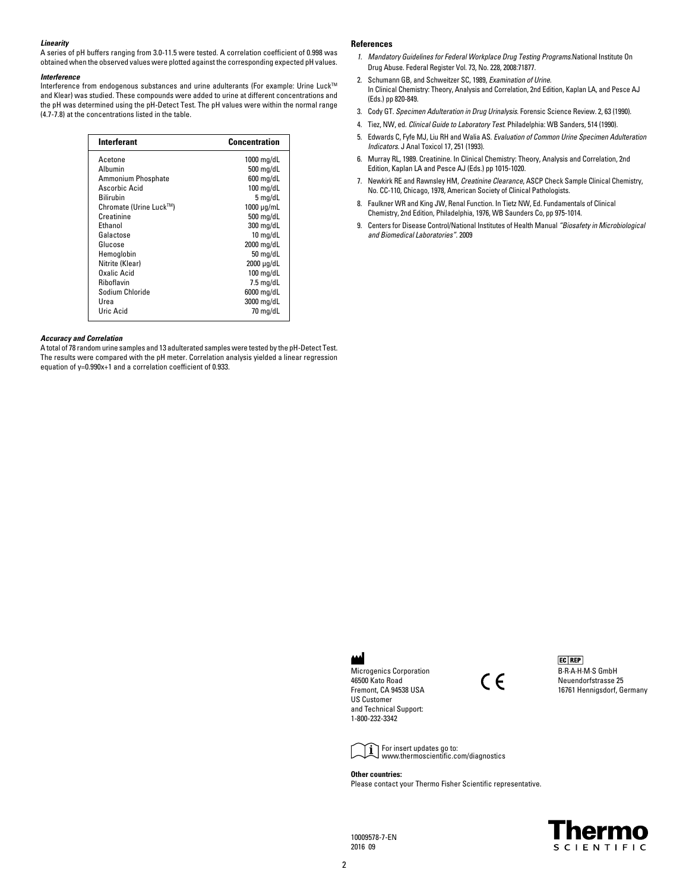***Linearity***

A series of pH buffers ranging from 3.0-11.5 were tested. A correlation coefficient of 0.998 was obtained when the observed values were plotted against the corresponding expected pH values.

***Interference***

Interference from endogenous substances and urine adulterants (For example: Urine Luck™ and Klear) was studied. These compounds were added to urine at different concentrations and the pH was determined using the pH-Detect Test. The pH values were within the normal range (4.7-7.8) at the concentrations listed in the table.

| Interferant | Concentration |
|---|---|
| Acetone | 1000 mg/dL |
| Albumin | 500 mg/dL |
| Ammonium Phosphate | 600 mg/dL |
| Ascorbic Acid | 100 mg/dL |
| Bilirubin | 5 mg/dL |
| Chromate (Urine Luck™) | 1000 μg/mL |
| Creatinine | 500 mg/dL |
| Ethanol | 300 mg/dL |
| Galactose | 10 mg/dL |
| Glucose | 2000 mg/dL |
| Hemoglobin | 50 mg/dL |
| Nitrite (Klear) | 2000 μg/dL |
| Oxalic Acid | 100 mg/dL |
| Riboflavin | 7.5 mg/dL |
| Sodium Chloride | 6000 mg/dL |
| Urea | 3000 mg/dL |
| Uric Acid | 70 mg/dL |

***Accuracy and Correlation***

A total of 78 random urine samples and 13 adulterated samples were tested by the pH-Detect Test. The results were compared with the pH meter. Correlation analysis yielded a linear regression equation of $y=0.990x+1$ and a correlation coefficient of 0.933.

**References**

1. *Mandatory Guidelines for Federal Workplace Drug Testing Programs.*National Institute On Drug Abuse. Federal Register Vol. 73, No. 228, 2008:71877.
2. Schumann GB, and Schweitzer SC, 1989, *Examination of Urine.* In Clinical Chemistry: Theory, Analysis and Correlation, 2nd Edition, Kaplan LA, and Pesce AJ (Eds.) pp 820-849.
3. Cody GT. *Specimen Adulteration in Drug Urinalysis.* Forensic Science Review. 2, 63 (1990).
4. Tiez, NW, ed. *Clinical Guide to Laboratory Test.* Philadelphia: WB Sanders, 514 (1990).
5. Edwards C, Fyfe MJ, Liu RH and Walia AS. *Evaluation of Common Urine Specimen Adulteration Indicators.* J Anal Toxicol 17, 251 (1993).
6. Murray RL, 1989. Creatinine. In Clinical Chemistry: Theory, Analysis and Correlation, 2nd Edition, Kaplan LA and Pesce AJ (Eds.) pp 1015-1020.
7. Newkirk RE and Rawnsley HM, *Creatinine Clearance*, ASCP Check Sample Clinical Chemistry, No. CC-110, Chicago, 1978, American Society of Clinical Pathologists.
8. Faulkner WR and King JW, Renal Function. In Tietz NW, Ed. Fundamentals of Clinical Chemistry, 2nd Edition, Philadelphia, 1976, WB Saunders Co, pp 975-1014.
9. Centers for Disease Control/National Institutes of Health Manual *"Biosafety in Microbiological and Biomedical Laboratories"*. 2009

Microgenics Corporation
46500 Kato Road
Fremont, CA 94538 USA
US Customer
and Technical Support:
1-800-232-3342

CE

EC REP
B·R·A·H·M·S GmbH
Neuendorfstrasse 25
16761 Hennigsdorf, Germany

For insert updates go to:
www.thermoscientific.com/diagnostics

**Other countries:**
Please contact your Thermo Fisher Scientific representative.

10009578-7-EN
2016 09

Thermo SCIENTIFIC